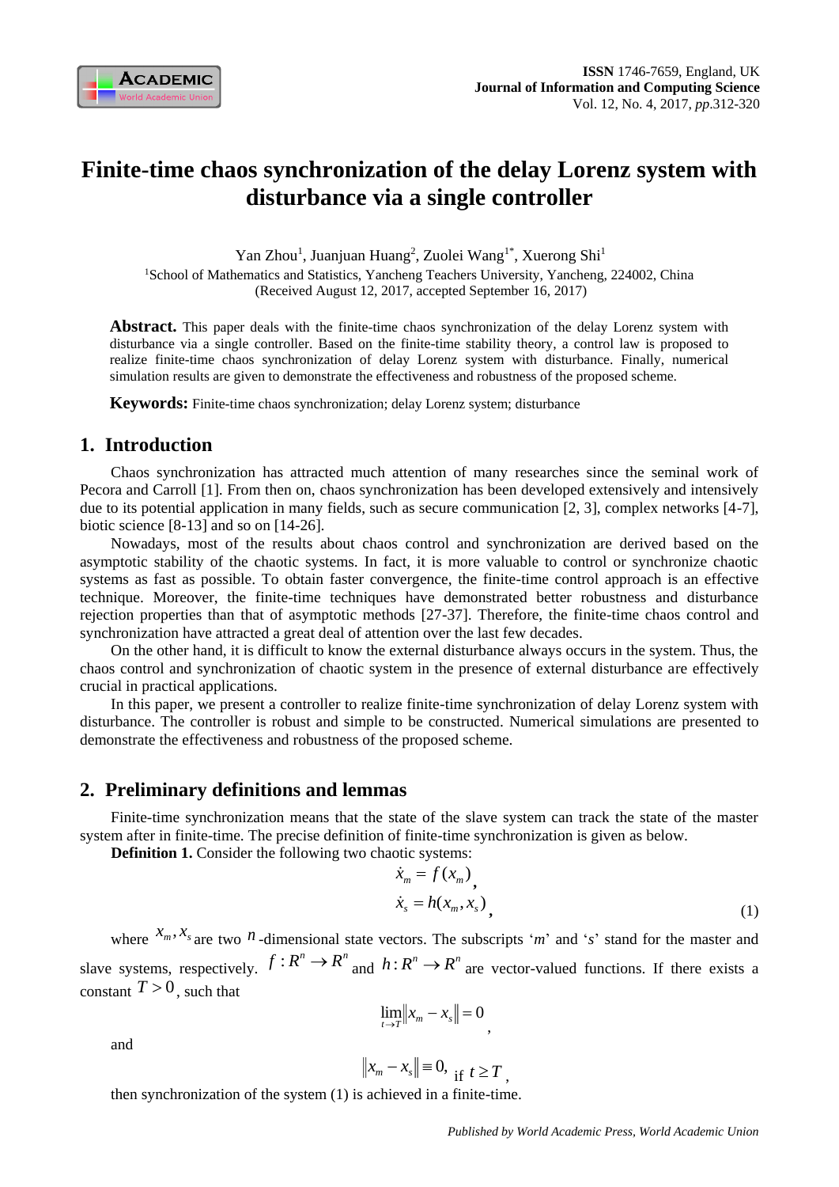# Finite-time chaos synchronization of the delay Lorenz system with disturbance via a single controller

Yan Zhou[1], Juanjuan Huang[2], Zuolei Wang[1*], Xuerong Shi[1]

[1]School of Mathematics and Statistics, Yancheng Teachers University, Yancheng, 224002, China

(Received August 12, 2017, accepted September 16, 2017)

**Abstract.** This paper deals with the finite-time chaos synchronization of the delay Lorenz system with disturbance via a single controller. Based on the finite-time stability theory, a control law is proposed to realize finite-time chaos synchronization of delay Lorenz system with disturbance. Finally, numerical simulation results are given to demonstrate the effectiveness and robustness of the proposed scheme.

**Keywords:** Finite-time chaos synchronization; delay Lorenz system; disturbance

## 1. Introduction

Chaos synchronization has attracted much attention of many researches since the seminal work of Pecora and Carroll [1]. From then on, chaos synchronization has been developed extensively and intensively due to its potential application in many fields, such as secure communication [2, 3], complex networks [4-7], biotic science [8-13] and so on [14-26].

Nowadays, most of the results about chaos control and synchronization are derived based on the asymptotic stability of the chaotic systems. In fact, it is more valuable to control or synchronize chaotic systems as fast as possible. To obtain faster convergence, the finite-time control approach is an effective technique. Moreover, the finite-time techniques have demonstrated better robustness and disturbance rejection properties than that of asymptotic methods [27-37]. Therefore, the finite-time chaos control and synchronization have attracted a great deal of attention over the last few decades.

On the other hand, it is difficult to know the external disturbance always occurs in the system. Thus, the chaos control and synchronization of chaotic system in the presence of external disturbance are effectively crucial in practical applications.

In this paper, we present a controller to realize finite-time synchronization of delay Lorenz system with disturbance. The controller is robust and simple to be constructed. Numerical simulations are presented to demonstrate the effectiveness and robustness of the proposed scheme.

## 2. Preliminary definitions and lemmas

Finite-time synchronization means that the state of the slave system can track the state of the master system after in finite-time. The precise definition of finite-time synchronization is given as below.

**Definition 1.** Consider the following two chaotic systems:

$$\dot{x}_m = f(x_m),$$
$$\dot{x}_s = h(x_m, x_s), \tag{1}$$

where $x_m, x_s$ are two $n$-dimensional state vectors. The subscripts '$m$' and '$s$' stand for the master and slave systems, respectively. $f: R^n \to R^n$ and $h: R^n \to R^n$ are vector-valued functions. If there exists a constant $T > 0$, such that

$$\lim_{t \to T} \|x_m - x_s\| = 0,$$

and

$$\|x_m - x_s\| \equiv 0, \text{ if } t \geq T,$$

then synchronization of the system (1) is achieved in a finite-time.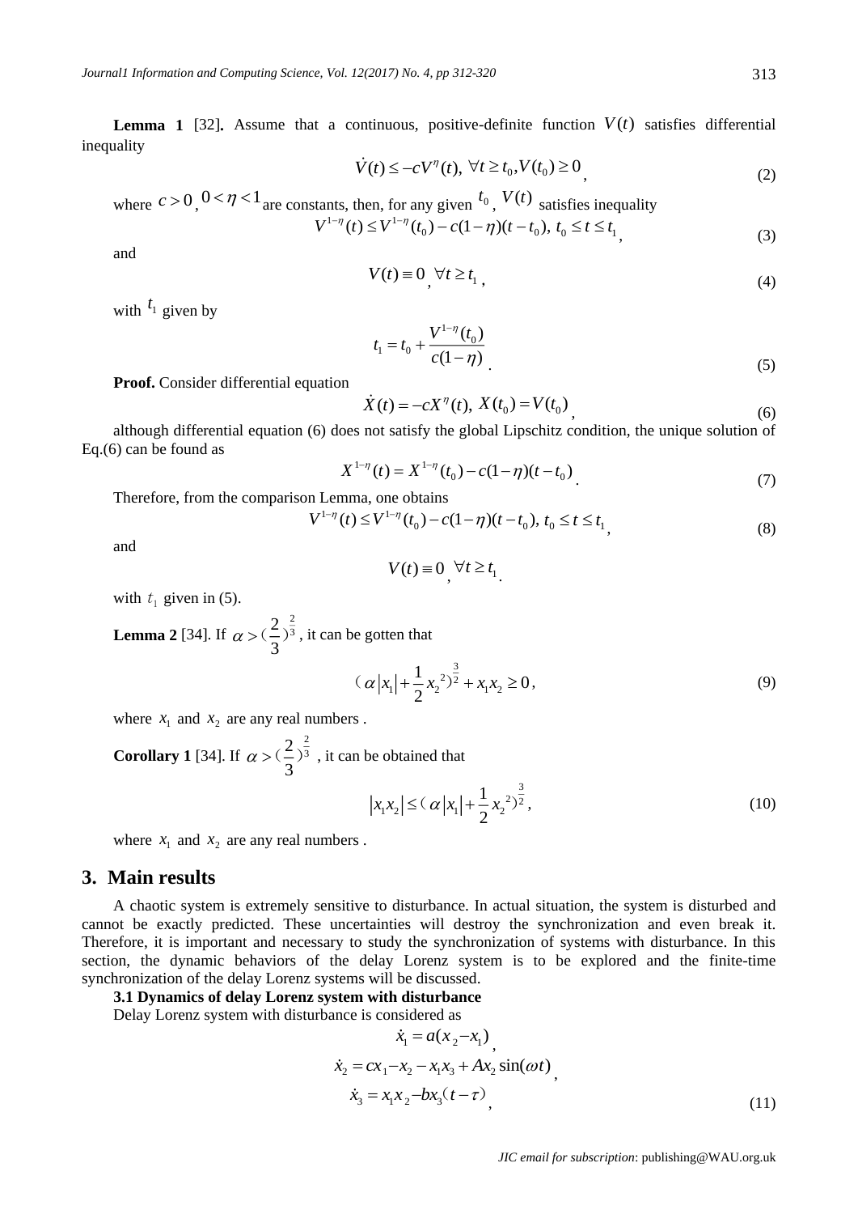**Lemma 1** [32]**.** Assume that a continuous, positive-definite function $V(t)$ satisfies differential inequality

$$\dot{V}(t) \le -cV^{\eta}(t),\ \forall t \ge t_0, V(t_0) \ge 0, \tag{2}$$

where $c > 0$, $0 < \eta < 1$ are constants, then, for any given $t_0$, $V(t)$ satisfies inequality

$$V^{1-\eta}(t) \le V^{1-\eta}(t_0) - c(1-\eta)(t-t_0),\ t_0 \le t \le t_1, \tag{3}$$

and

$$V(t) \equiv 0,\ \forall t \ge t_1, \tag{4}$$

with $t_1$ given by

$$t_1 = t_0 + \frac{V^{1-\eta}(t_0)}{c(1-\eta)}. \tag{5}$$

**Proof.** Consider differential equation

$$\dot{X}(t) = -cX^{\eta}(t),\ X(t_0) = V(t_0), \tag{6}$$

although differential equation (6) does not satisfy the global Lipschitz condition, the unique solution of Eq.(6) can be found as

$$X^{1-\eta}(t) = X^{1-\eta}(t_0) - c(1-\eta)(t-t_0). \tag{7}$$

Therefore, from the comparison Lemma, one obtains

$$V^{1-\eta}(t) \le V^{1-\eta}(t_0) - c(1-\eta)(t-t_0),\ t_0 \le t \le t_1, \tag{8}$$

and

$$V(t) \equiv 0,\ \forall t \ge t_1.$$

with $t_1$ given in (5).

**Lemma 2** [34]. If $\alpha > (\frac{2}{3})^{\frac{2}{3}}$, it can be gotten that

$$(\alpha|x_1| + \frac{1}{2}x_2^{\,2})^{\frac{3}{2}} + x_1 x_2 \ge 0, \tag{9}$$

where $x_1$ and $x_2$ are any real numbers .

**Corollary 1** [34]. If $\alpha > (\frac{2}{3})^{\frac{2}{3}}$, it can be obtained that

$$|x_1 x_2| \le (\alpha|x_1| + \frac{1}{2}x_2^{\,2})^{\frac{3}{2}}, \tag{10}$$

where $x_1$ and $x_2$ are any real numbers .

## 3. Main results

A chaotic system is extremely sensitive to disturbance. In actual situation, the system is disturbed and cannot be exactly predicted. These uncertainties will destroy the synchronization and even break it. Therefore, it is important and necessary to study the synchronization of systems with disturbance. In this section, the dynamic behaviors of the delay Lorenz system is to be explored and the finite-time synchronization of the delay Lorenz systems will be discussed.

### 3.1 Dynamics of delay Lorenz system with disturbance

Delay Lorenz system with disturbance is considered as

$$\begin{aligned}
\dot{x}_1 &= a(x_2 - x_1), \\
\dot{x}_2 &= cx_1 - x_2 - x_1 x_3 + Ax_2 \sin(\omega t), \\
\dot{x}_3 &= x_1 x_2 - bx_3(t-\tau),
\end{aligned} \tag{11}$$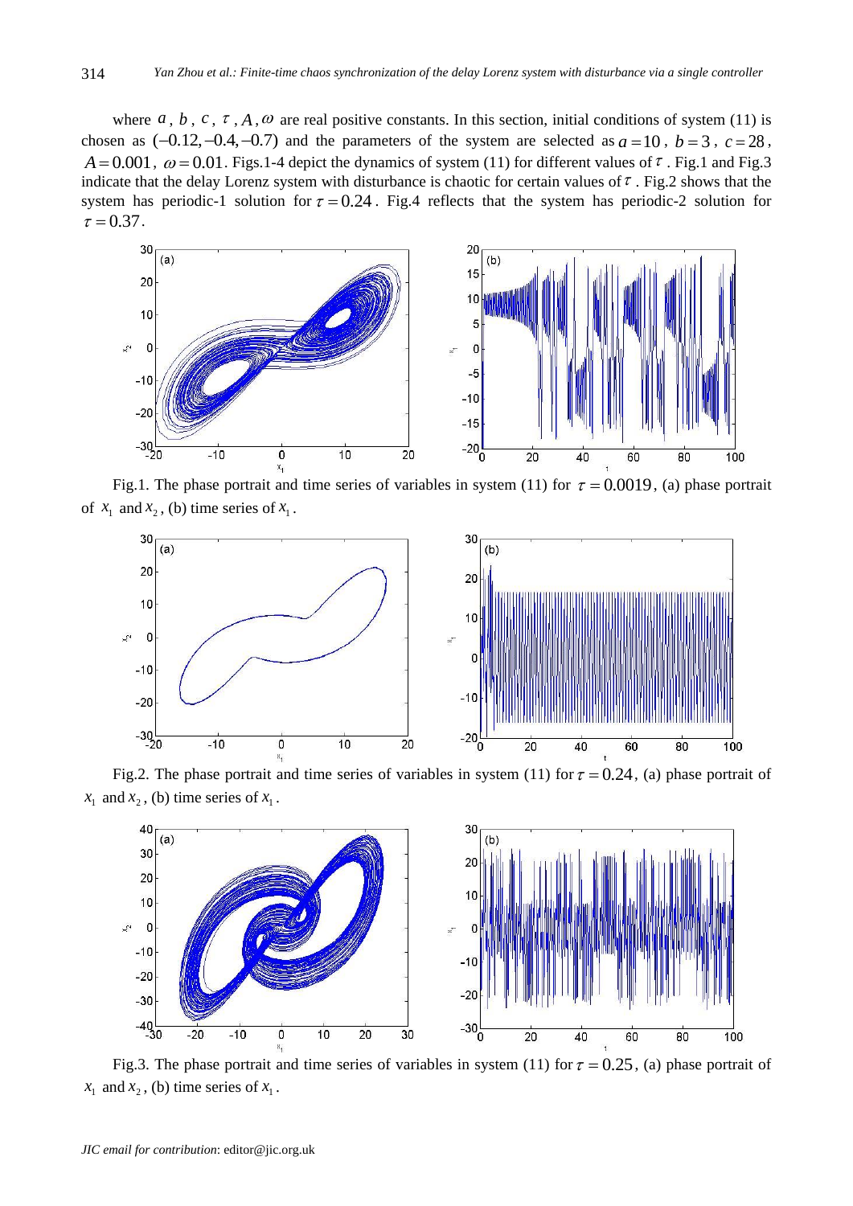where $a$, $b$, $c$, $\tau$, $A$, $\omega$ are real positive constants. In this section, initial conditions of system (11) is chosen as $(-0.12, -0.4, -0.7)$ and the parameters of the system are selected as $a = 10$, $b = 3$, $c = 28$, $A = 0.001$, $\omega = 0.01$. Figs.1-4 depict the dynamics of system (11) for different values of $\tau$. Fig.1 and Fig.3 indicate that the delay Lorenz system with disturbance is chaotic for certain values of $\tau$. Fig.2 shows that the system has periodic-1 solution for $\tau = 0.24$. Fig.4 reflects that the system has periodic-2 solution for $\tau = 0.37$.

Fig.1. The phase portrait and time series of variables in system (11) for $\tau = 0.0019$, (a) phase portrait of $x_1$ and $x_2$, (b) time series of $x_1$.

Fig.2. The phase portrait and time series of variables in system (11) for $\tau = 0.24$, (a) phase portrait of $x_1$ and $x_2$, (b) time series of $x_1$.

Fig.3. The phase portrait and time series of variables in system (11) for $\tau = 0.25$, (a) phase portrait of $x_1$ and $x_2$, (b) time series of $x_1$.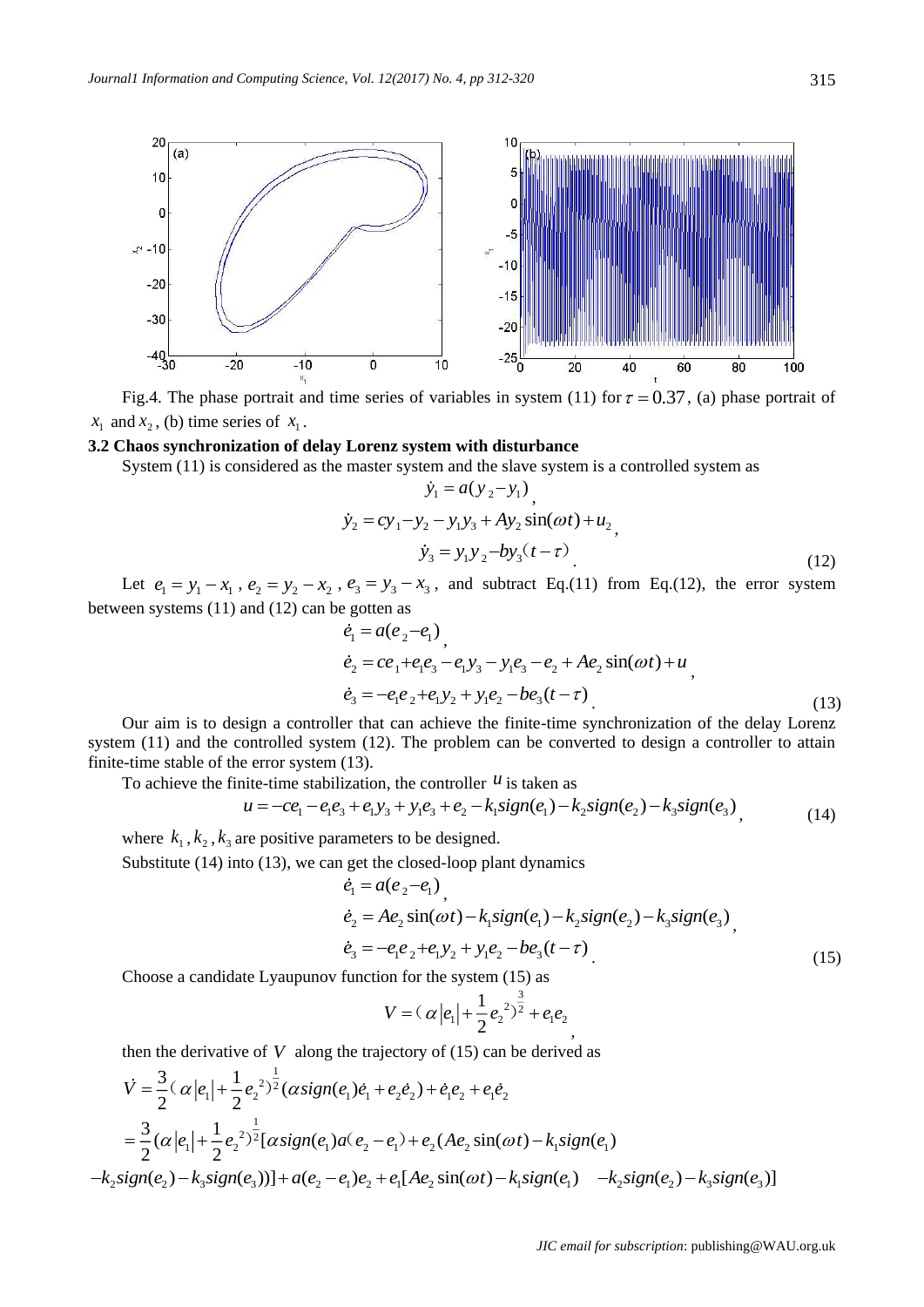Fig.4. The phase portrait and time series of variables in system (11) for $\tau = 0.37$, (a) phase portrait of $x_1$ and $x_2$, (b) time series of $x_1$.

**3.2 Chaos synchronization of delay Lorenz system with disturbance**

System (11) is considered as the master system and the slave system is a controlled system as

$$
\begin{aligned}
\dot{y}_1 &= a(y_2 - y_1), \\
\dot{y}_2 &= cy_1 - y_2 - y_1 y_3 + Ay_2 \sin(\omega t) + u_2, \\
\dot{y}_3 &= y_1 y_2 - by_3(t-\tau).
\end{aligned}
\tag{12}
$$

Let $e_1 = y_1 - x_1$, $e_2 = y_2 - x_2$, $e_3 = y_3 - x_3$, and subtract Eq.(11) from Eq.(12), the error system between systems (11) and (12) can be gotten as

$$
\begin{aligned}
\dot{e}_1 &= a(e_2 - e_1), \\
\dot{e}_2 &= ce_1 + e_1 e_3 - e_1 y_3 - y_1 e_3 - e_2 + Ae_2 \sin(\omega t) + u, \\
\dot{e}_3 &= -e_1 e_2 + e_1 y_2 + y_1 e_2 - be_3(t-\tau).
\end{aligned}
\tag{13}
$$

Our aim is to design a controller that can achieve the finite-time synchronization of the delay Lorenz system (11) and the controlled system (12). The problem can be converted to design a controller to attain finite-time stable of the error system (13).

To achieve the finite-time stabilization, the controller $u$ is taken as

$$
u = -ce_1 - e_1 e_3 + e_1 y_3 + y_1 e_3 + e_2 - k_1 sign(e_1) - k_2 sign(e_2) - k_3 sign(e_3), \tag{14}
$$

where $k_1, k_2, k_3$ are positive parameters to be designed.

Substitute (14) into (13), we can get the closed-loop plant dynamics

$$
\begin{aligned}
\dot{e}_1 &= a(e_2 - e_1), \\
\dot{e}_2 &= Ae_2 \sin(\omega t) - k_1 sign(e_1) - k_2 sign(e_2) - k_3 sign(e_3), \\
\dot{e}_3 &= -e_1 e_2 + e_1 y_2 + y_1 e_2 - be_3(t-\tau).
\end{aligned}
\tag{15}
$$

Choose a candidate Lyaupunov function for the system (15) as

$$
V = (\alpha |e_1| + \frac{1}{2} e_2^{\,2})^{\frac{3}{2}} + e_1 e_2,
$$

then the derivative of $V$ along the trajectory of (15) can be derived as

$$
\begin{aligned}
\dot{V} &= \frac{3}{2}(\alpha |e_1| + \frac{1}{2} e_2^{\,2})^{\frac{1}{2}} (\alpha sign(e_1)\dot{e}_1 + e_2 \dot{e}_2) + \dot{e}_1 e_2 + e_1 \dot{e}_2 \\
&= \frac{3}{2}(\alpha |e_1| + \frac{1}{2} e_2^{\,2})^{\frac{1}{2}} [\alpha sign(e_1) a(e_2 - e_1) + e_2 (Ae_2 \sin(\omega t) - k_1 sign(e_1) \\
&\quad - k_2 sign(e_2) - k_3 sign(e_3))] + a(e_2 - e_1)e_2 + e_1 [Ae_2 \sin(\omega t) - k_1 sign(e_1) \quad - k_2 sign(e_2) - k_3 sign(e_3)]
\end{aligned}
$$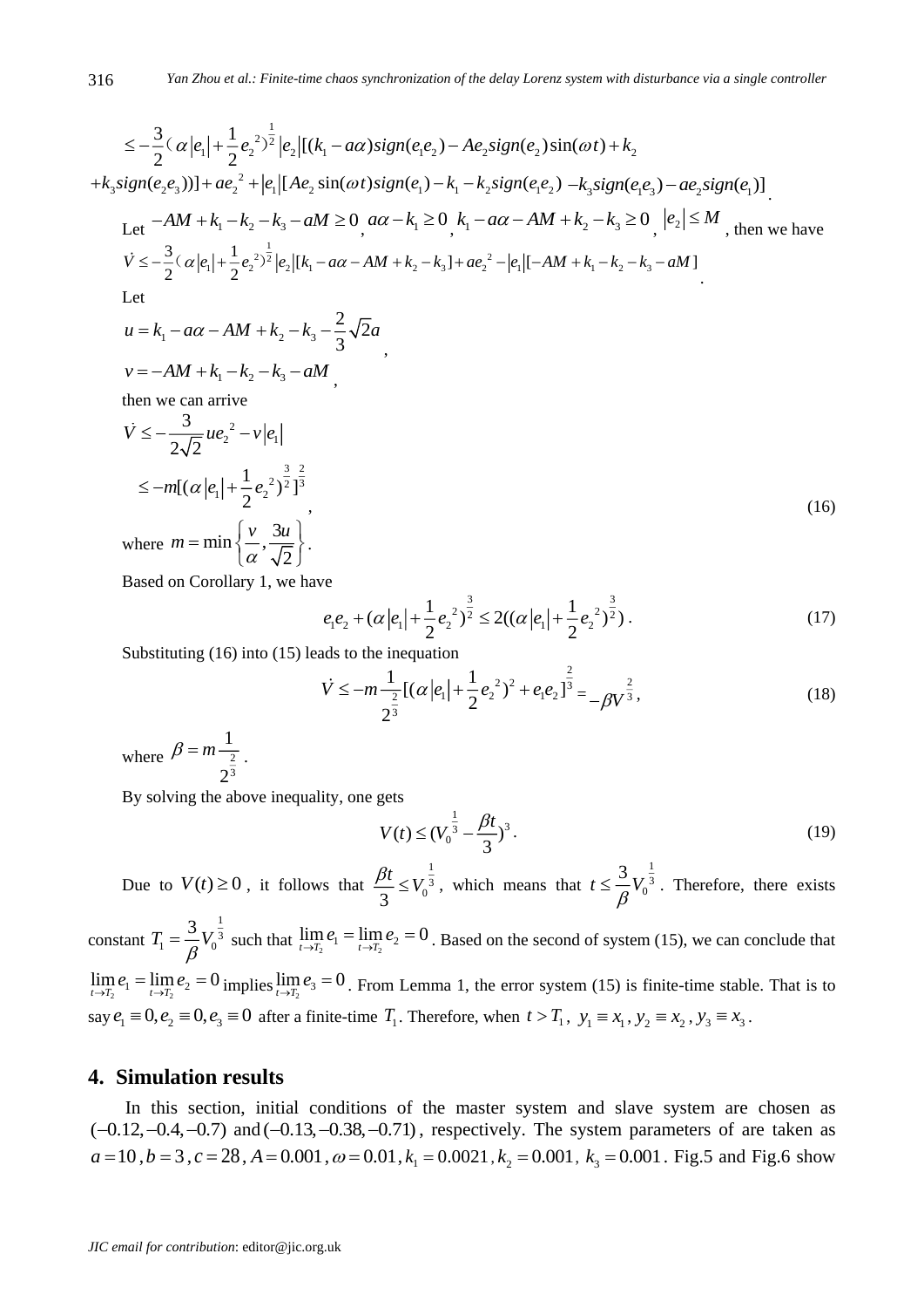$$\le -\frac{3}{2}(\alpha|e_1|+\frac{1}{2}e_2{}^2)^{\frac{1}{2}}|e_2|[(k_1-a\alpha)sign(e_1e_2)-Ae_2sign(e_2)\sin(\omega t)+k_2$$

$$+k_3sign(e_2e_3))]+ae_2{}^2+|e_1|[Ae_2\sin(\omega t)sign(e_1)-k_1-k_2sign(e_1e_2)\ -k_3sign(e_1e_3)-ae_2sign(e_1)].$$

Let $-AM+k_1-k_2-k_3-aM\ge 0$, $a\alpha-k_1\ge 0$, $k_1-a\alpha-AM+k_2-k_3\ge 0$, $|e_2|\le M$, then we have

$$\dot V\le -\frac{3}{2}(\alpha|e_1|+\frac{1}{2}e_2{}^2)^{\frac{1}{2}}|e_2|[k_1-a\alpha-AM+k_2-k_3]+ae_2{}^2-|e_1|[-AM+k_1-k_2-k_3-aM].$$

Let

$$u=k_1-a\alpha-AM+k_2-k_3-\frac{2}{3}\sqrt{2}a,$$

$$v=-AM+k_1-k_2-k_3-aM,$$

then we can arrive

$$\dot V\le -\frac{3}{2\sqrt{2}}ue_2{}^2-v|e_1|$$
$$\le -m[(\alpha|e_1|+\frac{1}{2}e_2{}^2)^{\frac{3}{2}}]^{\frac{2}{3}}, \tag{16}$$

where $m=\min\left\{\frac{v}{\alpha},\frac{3u}{\sqrt{2}}\right\}$.

Based on Corollary 1, we have

$$e_1e_2+(\alpha|e_1|+\frac{1}{2}e_2{}^2)^{\frac{3}{2}}\le 2((\alpha|e_1|+\frac{1}{2}e_2{}^2)^{\frac{3}{2}}). \tag{17}$$

Substituting (16) into (15) leads to the inequation

$$\dot V\le -m\frac{1}{2^{\frac{2}{3}}}[(\alpha|e_1|+\frac{1}{2}e_2{}^2)^2+e_1e_2]^{\frac{2}{3}}=-\beta V^{\frac{2}{3}}, \tag{18}$$

where $\beta=m\frac{1}{2^{\frac{2}{3}}}$.

By solving the above inequality, one gets

$$V(t)\le (V_0^{\frac{1}{3}}-\frac{\beta t}{3})^3. \tag{19}$$

Due to $V(t)\ge 0$, it follows that $\frac{\beta t}{3}\le V_0^{\frac{1}{3}}$, which means that $t\le \frac{3}{\beta}V_0^{\frac{1}{3}}$. Therefore, there exists constant $T_1=\frac{3}{\beta}V_0^{\frac{1}{3}}$ such that $\lim_{t\to T_2}e_1=\lim_{t\to T_2}e_2=0$. Based on the second of system (15), we can conclude that $\lim_{t\to T_2}e_1=\lim_{t\to T_2}e_2=0$ implies $\lim_{t\to T_2}e_3=0$. From Lemma 1, the error system (15) is finite-time stable. That is to say $e_1\equiv 0, e_2\equiv 0, e_3\equiv 0$ after a finite-time $T_1$. Therefore, when $t>T_1$, $y_1\equiv x_1$, $y_2\equiv x_2$, $y_3\equiv x_3$.

## 4. Simulation results

In this section, initial conditions of the master system and slave system are chosen as $(-0.12,-0.4,-0.7)$ and $(-0.13,-0.38,-0.71)$, respectively. The system parameters of are taken as $a=10$, $b=3$, $c=28$, $A=0.001$, $\omega=0.01$, $k_1=0.0021$, $k_2=0.001$, $k_3=0.001$. Fig.5 and Fig.6 show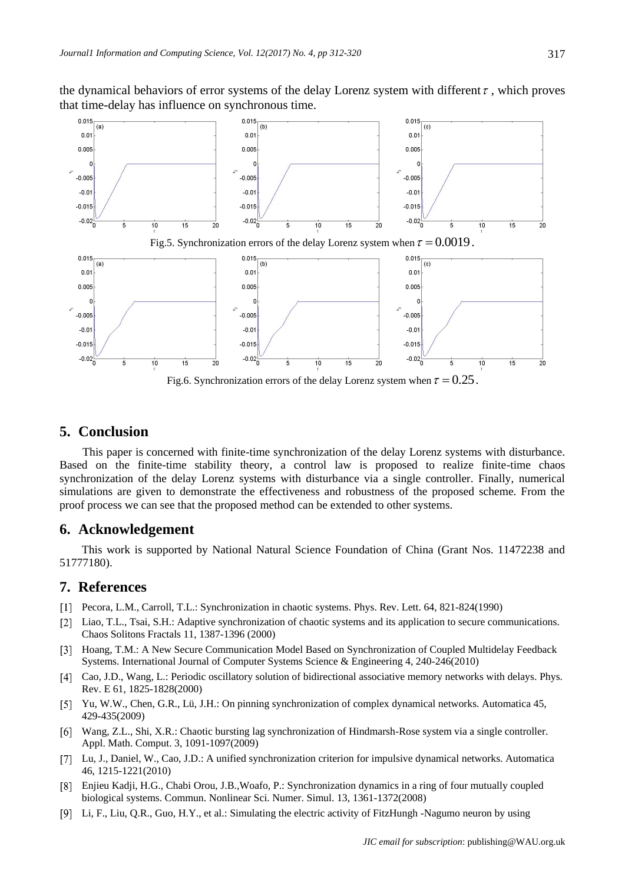the dynamical behaviors of error systems of the delay Lorenz system with different $\tau$ , which proves that time-delay has influence on synchronous time.

Fig.5. Synchronization errors of the delay Lorenz system when $\tau = 0.0019$.

Fig.6. Synchronization errors of the delay Lorenz system when $\tau = 0.25$.

## 5. Conclusion

This paper is concerned with finite-time synchronization of the delay Lorenz systems with disturbance. Based on the finite-time stability theory, a control law is proposed to realize finite-time chaos synchronization of the delay Lorenz systems with disturbance via a single controller. Finally, numerical simulations are given to demonstrate the effectiveness and robustness of the proposed scheme. From the proof process we can see that the proposed method can be extended to other systems.

## 6. Acknowledgement

This work is supported by National Natural Science Foundation of China (Grant Nos. 11472238 and 51777180).

## 7. References

[1] Pecora, L.M., Carroll, T.L.: Synchronization in chaotic systems. Phys. Rev. Lett. 64, 821-824(1990)

[2] Liao, T.L., Tsai, S.H.: Adaptive synchronization of chaotic systems and its application to secure communications. Chaos Solitons Fractals 11, 1387-1396 (2000)

[3] Hoang, T.M.: A New Secure Communication Model Based on Synchronization of Coupled Multidelay Feedback Systems. International Journal of Computer Systems Science & Engineering 4, 240-246(2010)

[4] Cao, J.D., Wang, L.: Periodic oscillatory solution of bidirectional associative memory networks with delays. Phys. Rev. E 61, 1825-1828(2000)

[5] Yu, W.W., Chen, G.R., Lü, J.H.: On pinning synchronization of complex dynamical networks. Automatica 45, 429-435(2009)

[6] Wang, Z.L., Shi, X.R.: Chaotic bursting lag synchronization of Hindmarsh-Rose system via a single controller. Appl. Math. Comput. 3, 1091-1097(2009)

[7] Lu, J., Daniel, W., Cao, J.D.: A unified synchronization criterion for impulsive dynamical networks. Automatica 46, 1215-1221(2010)

[8] Enjieu Kadji, H.G., Chabi Orou, J.B.,Woafo, P.: Synchronization dynamics in a ring of four mutually coupled biological systems. Commun. Nonlinear Sci. Numer. Simul. 13, 1361-1372(2008)

[9] Li, F., Liu, Q.R., Guo, H.Y., et al.: Simulating the electric activity of FitzHungh -Nagumo neuron by using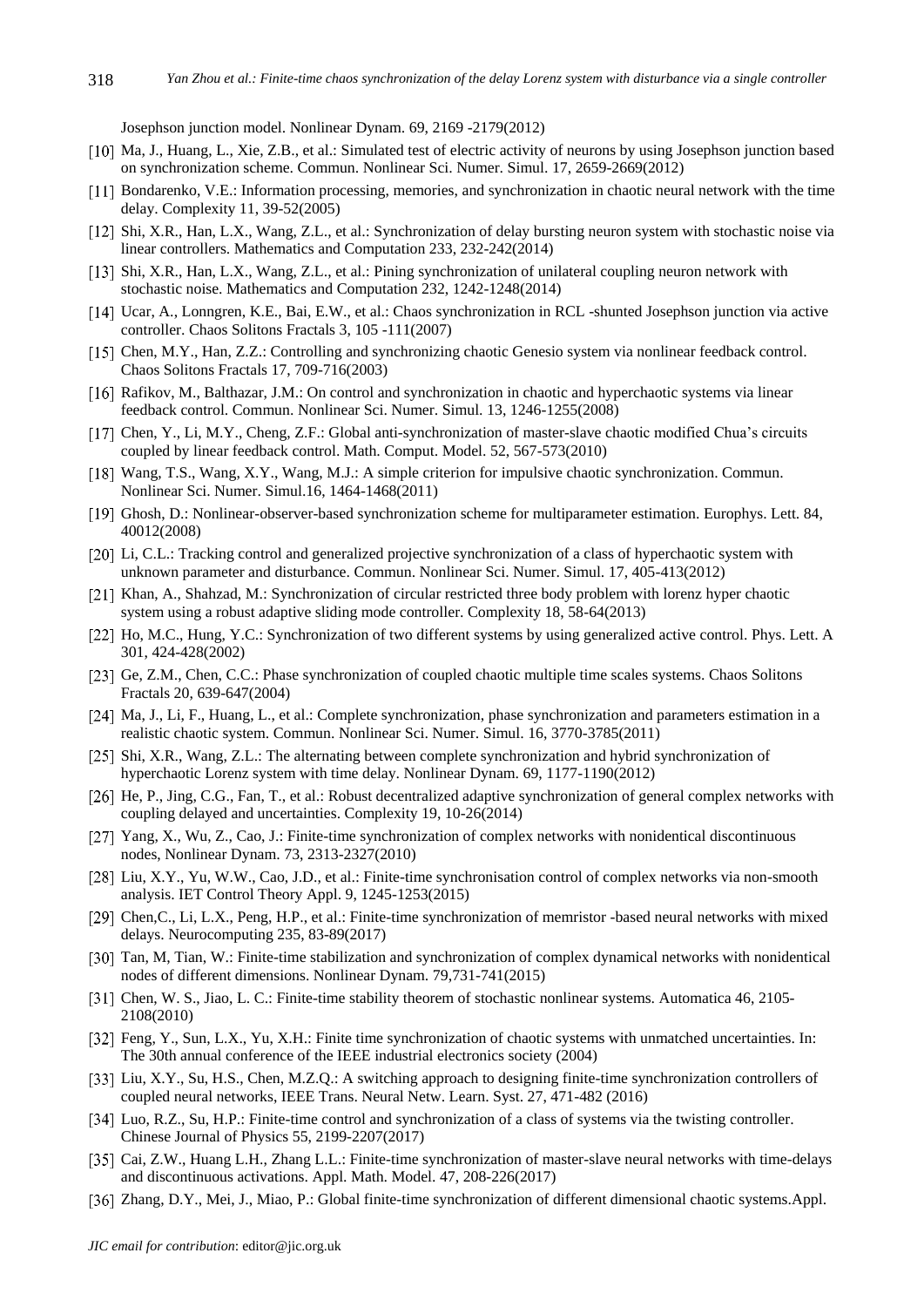Josephson junction model. Nonlinear Dynam. 69, 2169 -2179(2012)

[10] Ma, J., Huang, L., Xie, Z.B., et al.: Simulated test of electric activity of neurons by using Josephson junction based on synchronization scheme. Commun. Nonlinear Sci. Numer. Simul. 17, 2659-2669(2012)

[11] Bondarenko, V.E.: Information processing, memories, and synchronization in chaotic neural network with the time delay. Complexity 11, 39-52(2005)

[12] Shi, X.R., Han, L.X., Wang, Z.L., et al.: Synchronization of delay bursting neuron system with stochastic noise via linear controllers. Mathematics and Computation 233, 232-242(2014)

[13] Shi, X.R., Han, L.X., Wang, Z.L., et al.: Pining synchronization of unilateral coupling neuron network with stochastic noise. Mathematics and Computation 232, 1242-1248(2014)

[14] Ucar, A., Lonngren, K.E., Bai, E.W., et al.: Chaos synchronization in RCL -shunted Josephson junction via active controller. Chaos Solitons Fractals 3, 105 -111(2007)

[15] Chen, M.Y., Han, Z.Z.: Controlling and synchronizing chaotic Genesio system via nonlinear feedback control. Chaos Solitons Fractals 17, 709-716(2003)

[16] Rafikov, M., Balthazar, J.M.: On control and synchronization in chaotic and hyperchaotic systems via linear feedback control. Commun. Nonlinear Sci. Numer. Simul. 13, 1246-1255(2008)

[17] Chen, Y., Li, M.Y., Cheng, Z.F.: Global anti-synchronization of master-slave chaotic modified Chua's circuits coupled by linear feedback control. Math. Comput. Model. 52, 567-573(2010)

[18] Wang, T.S., Wang, X.Y., Wang, M.J.: A simple criterion for impulsive chaotic synchronization. Commun. Nonlinear Sci. Numer. Simul.16, 1464-1468(2011)

[19] Ghosh, D.: Nonlinear-observer-based synchronization scheme for multiparameter estimation. Europhys. Lett. 84, 40012(2008)

[20] Li, C.L.: Tracking control and generalized projective synchronization of a class of hyperchaotic system with unknown parameter and disturbance. Commun. Nonlinear Sci. Numer. Simul. 17, 405-413(2012)

[21] Khan, A., Shahzad, M.: Synchronization of circular restricted three body problem with lorenz hyper chaotic system using a robust adaptive sliding mode controller. Complexity 18, 58-64(2013)

[22] Ho, M.C., Hung, Y.C.: Synchronization of two different systems by using generalized active control. Phys. Lett. A 301, 424-428(2002)

[23] Ge, Z.M., Chen, C.C.: Phase synchronization of coupled chaotic multiple time scales systems. Chaos Solitons Fractals 20, 639-647(2004)

[24] Ma, J., Li, F., Huang, L., et al.: Complete synchronization, phase synchronization and parameters estimation in a realistic chaotic system. Commun. Nonlinear Sci. Numer. Simul. 16, 3770-3785(2011)

[25] Shi, X.R., Wang, Z.L.: The alternating between complete synchronization and hybrid synchronization of hyperchaotic Lorenz system with time delay. Nonlinear Dynam. 69, 1177-1190(2012)

[26] He, P., Jing, C.G., Fan, T., et al.: Robust decentralized adaptive synchronization of general complex networks with coupling delayed and uncertainties. Complexity 19, 10-26(2014)

[27] Yang, X., Wu, Z., Cao, J.: Finite-time synchronization of complex networks with nonidentical discontinuous nodes, Nonlinear Dynam. 73, 2313-2327(2010)

[28] Liu, X.Y., Yu, W.W., Cao, J.D., et al.: Finite-time synchronisation control of complex networks via non-smooth analysis. IET Control Theory Appl. 9, 1245-1253(2015)

[29] Chen,C., Li, L.X., Peng, H.P., et al.: Finite-time synchronization of memristor -based neural networks with mixed delays. Neurocomputing 235, 83-89(2017)

[30] Tan, M, Tian, W.: Finite-time stabilization and synchronization of complex dynamical networks with nonidentical nodes of different dimensions. Nonlinear Dynam. 79,731-741(2015)

[31] Chen, W. S., Jiao, L. C.: Finite-time stability theorem of stochastic nonlinear systems. Automatica 46, 2105-2108(2010)

[32] Feng, Y., Sun, L.X., Yu, X.H.: Finite time synchronization of chaotic systems with unmatched uncertainties. In: The 30th annual conference of the IEEE industrial electronics society (2004)

[33] Liu, X.Y., Su, H.S., Chen, M.Z.Q.: A switching approach to designing finite-time synchronization controllers of coupled neural networks, IEEE Trans. Neural Netw. Learn. Syst. 27, 471-482 (2016)

[34] Luo, R.Z., Su, H.P.: Finite-time control and synchronization of a class of systems via the twisting controller. Chinese Journal of Physics 55, 2199-2207(2017)

[35] Cai, Z.W., Huang L.H., Zhang L.L.: Finite-time synchronization of master-slave neural networks with time-delays and discontinuous activations. Appl. Math. Model. 47, 208-226(2017)

[36] Zhang, D.Y., Mei, J., Miao, P.: Global finite-time synchronization of different dimensional chaotic systems.Appl.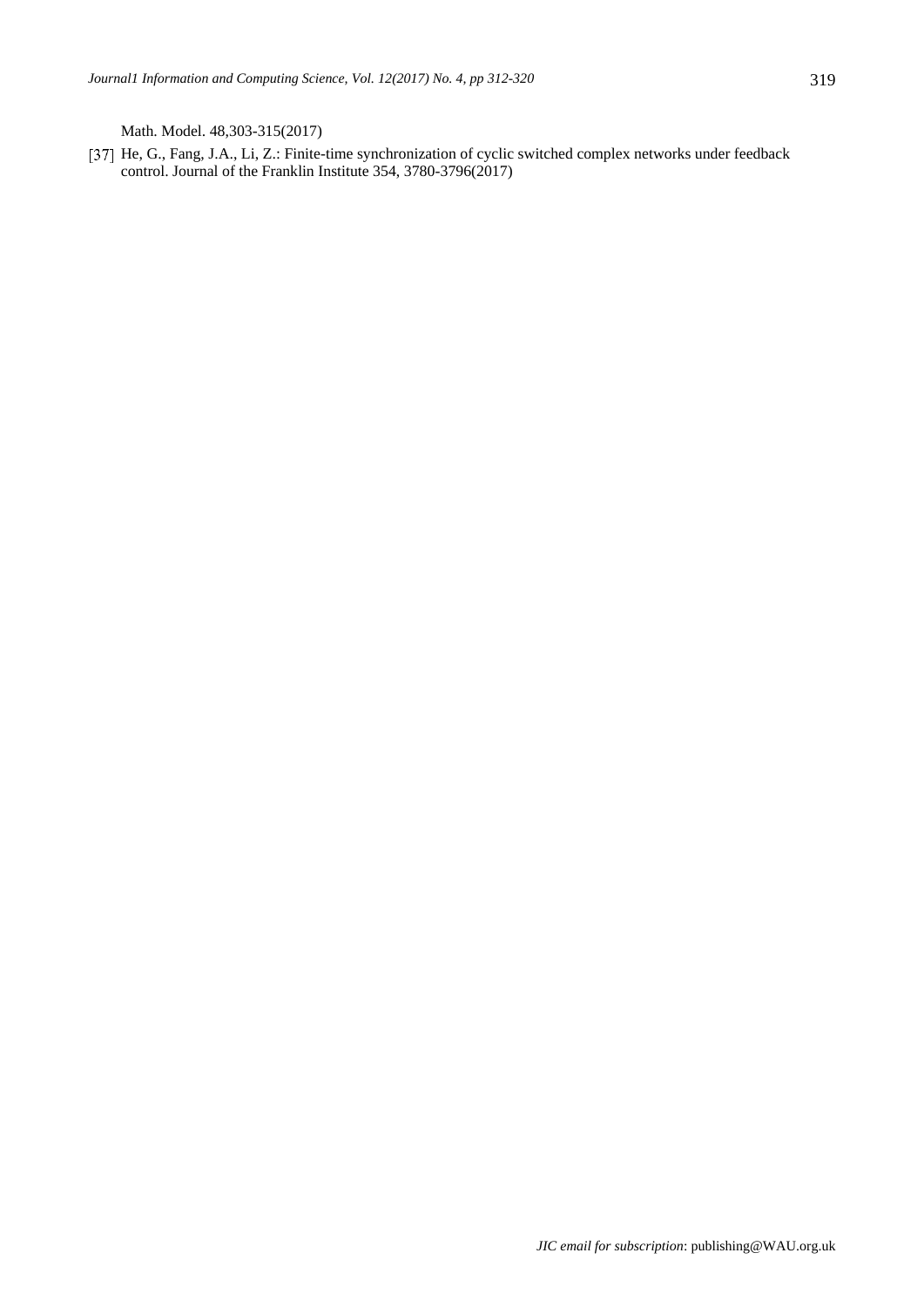Math. Model. 48,303-315(2017)

[37] He, G., Fang, J.A., Li, Z.: Finite-time synchronization of cyclic switched complex networks under feedback control. Journal of the Franklin Institute 354, 3780-3796(2017)